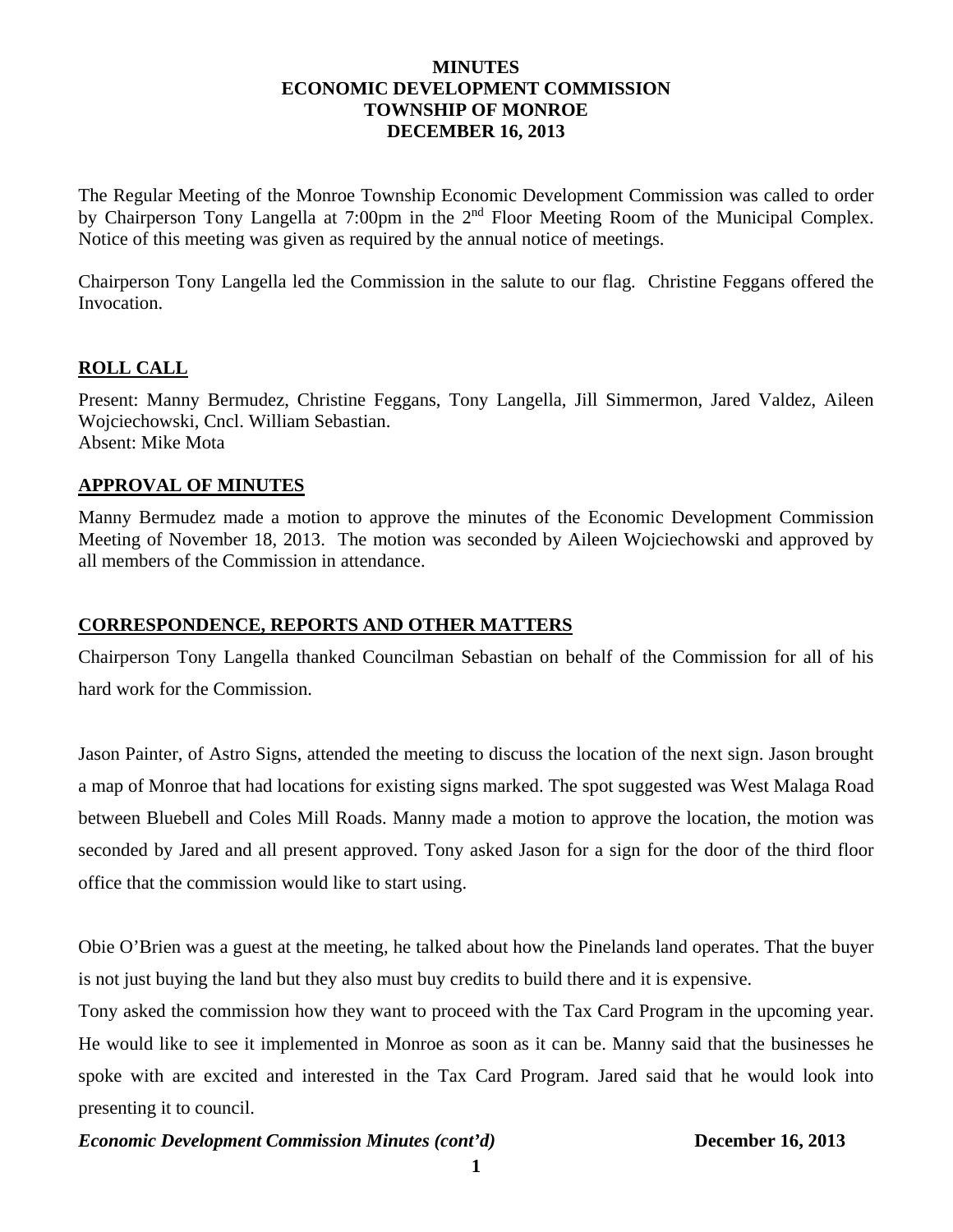**MINUTES**
**ECONOMIC DEVELOPMENT COMMISSION**
**TOWNSHIP OF MONROE**
**DECEMBER 16, 2013**

The Regular Meeting of the Monroe Township Economic Development Commission was called to order by Chairperson Tony Langella at 7:00pm in the 2nd Floor Meeting Room of the Municipal Complex. Notice of this meeting was given as required by the annual notice of meetings.

Chairperson Tony Langella led the Commission in the salute to our flag. Christine Feggans offered the Invocation.

## ROLL CALL

Present: Manny Bermudez, Christine Feggans, Tony Langella, Jill Simmermon, Jared Valdez, Aileen Wojciechowski, Cncl. William Sebastian.
Absent: Mike Mota

## APPROVAL OF MINUTES

Manny Bermudez made a motion to approve the minutes of the Economic Development Commission Meeting of November 18, 2013. The motion was seconded by Aileen Wojciechowski and approved by all members of the Commission in attendance.

## CORRESPONDENCE, REPORTS AND OTHER MATTERS

Chairperson Tony Langella thanked Councilman Sebastian on behalf of the Commission for all of his hard work for the Commission.

Jason Painter, of Astro Signs, attended the meeting to discuss the location of the next sign. Jason brought a map of Monroe that had locations for existing signs marked. The spot suggested was West Malaga Road between Bluebell and Coles Mill Roads. Manny made a motion to approve the location, the motion was seconded by Jared and all present approved. Tony asked Jason for a sign for the door of the third floor office that the commission would like to start using.

Obie O'Brien was a guest at the meeting, he talked about how the Pinelands land operates. That the buyer is not just buying the land but they also must buy credits to build there and it is expensive.

Tony asked the commission how they want to proceed with the Tax Card Program in the upcoming year. He would like to see it implemented in Monroe as soon as it can be. Manny said that the businesses he spoke with are excited and interested in the Tax Card Program. Jared said that he would look into presenting it to council.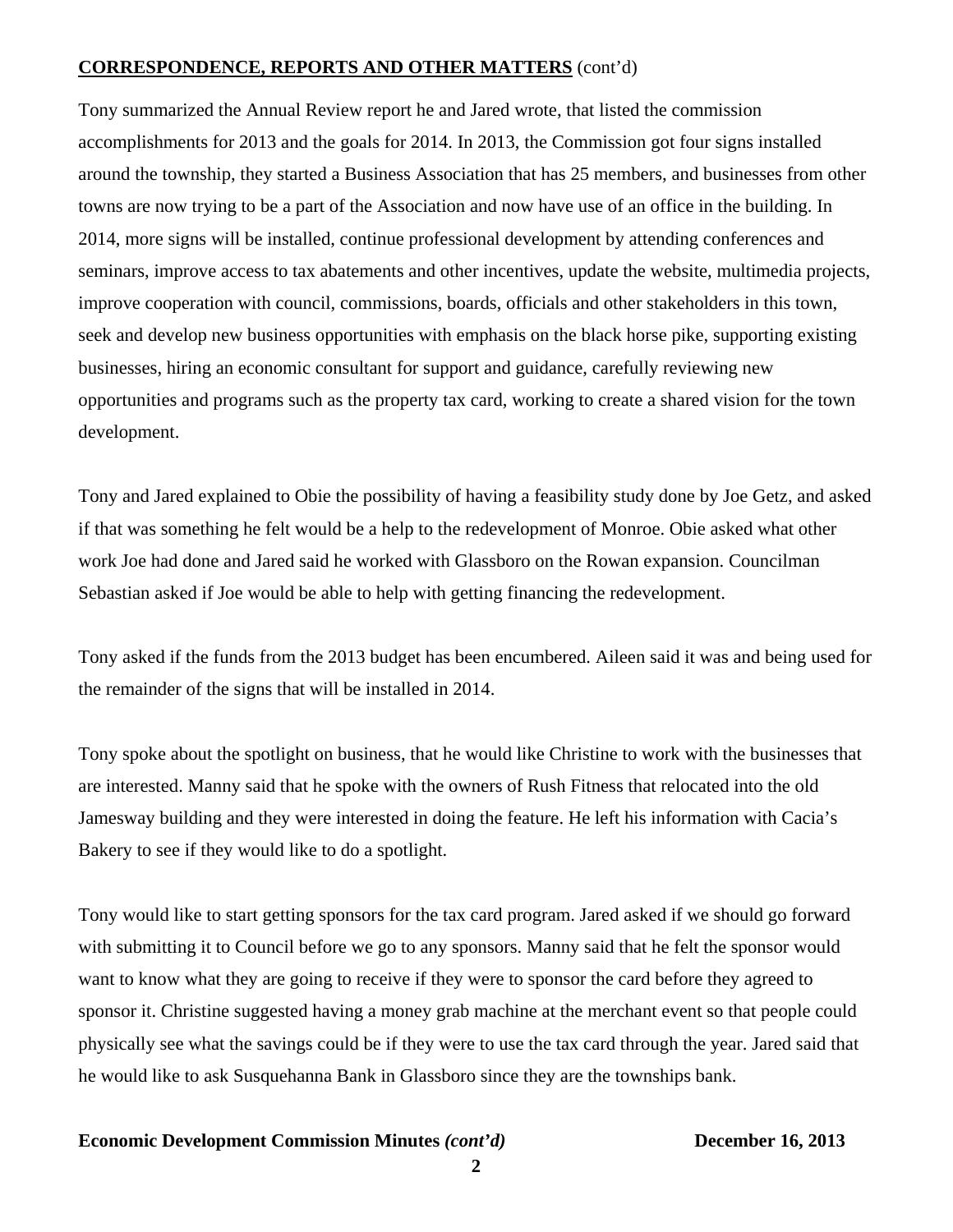**CORRESPONDENCE, REPORTS AND OTHER MATTERS** (cont'd)

Tony summarized the Annual Review report he and Jared wrote, that listed the commission accomplishments for 2013 and the goals for 2014. In 2013, the Commission got four signs installed around the township, they started a Business Association that has 25 members, and businesses from other towns are now trying to be a part of the Association and now have use of an office in the building. In 2014, more signs will be installed, continue professional development by attending conferences and seminars, improve access to tax abatements and other incentives, update the website, multimedia projects, improve cooperation with council, commissions, boards, officials and other stakeholders in this town, seek and develop new business opportunities with emphasis on the black horse pike, supporting existing businesses, hiring an economic consultant for support and guidance, carefully reviewing new opportunities and programs such as the property tax card, working to create a shared vision for the town development.

Tony and Jared explained to Obie the possibility of having a feasibility study done by Joe Getz, and asked if that was something he felt would be a help to the redevelopment of Monroe. Obie asked what other work Joe had done and Jared said he worked with Glassboro on the Rowan expansion. Councilman Sebastian asked if Joe would be able to help with getting financing the redevelopment.

Tony asked if the funds from the 2013 budget has been encumbered. Aileen said it was and being used for the remainder of the signs that will be installed in 2014.

Tony spoke about the spotlight on business, that he would like Christine to work with the businesses that are interested. Manny said that he spoke with the owners of Rush Fitness that relocated into the old Jamesway building and they were interested in doing the feature. He left his information with Cacia's Bakery to see if they would like to do a spotlight.

Tony would like to start getting sponsors for the tax card program. Jared asked if we should go forward with submitting it to Council before we go to any sponsors. Manny said that he felt the sponsor would want to know what they are going to receive if they were to sponsor the card before they agreed to sponsor it. Christine suggested having a money grab machine at the merchant event so that people could physically see what the savings could be if they were to use the tax card through the year. Jared said that he would like to ask Susquehanna Bank in Glassboro since they are the townships bank.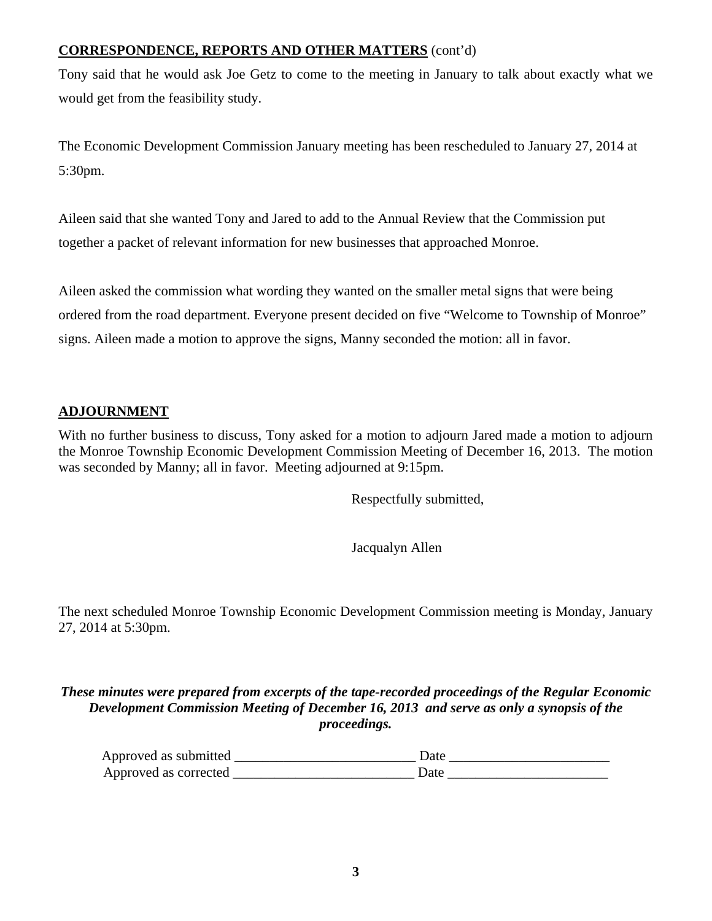**CORRESPONDENCE, REPORTS AND OTHER MATTERS** (cont'd)

Tony said that he would ask Joe Getz to come to the meeting in January to talk about exactly what we would get from the feasibility study.

The Economic Development Commission January meeting has been rescheduled to January 27, 2014 at 5:30pm.

Aileen said that she wanted Tony and Jared to add to the Annual Review that the Commission put together a packet of relevant information for new businesses that approached Monroe.

Aileen asked the commission what wording they wanted on the smaller metal signs that were being ordered from the road department. Everyone present decided on five "Welcome to Township of Monroe" signs. Aileen made a motion to approve the signs, Manny seconded the motion: all in favor.

**ADJOURNMENT**

With no further business to discuss, Tony asked for a motion to adjourn Jared made a motion to adjourn the Monroe Township Economic Development Commission Meeting of December 16, 2013. The motion was seconded by Manny; all in favor. Meeting adjourned at 9:15pm.

Respectfully submitted,

Jacqualyn Allen

The next scheduled Monroe Township Economic Development Commission meeting is Monday, January 27, 2014 at 5:30pm.

***These minutes were prepared from excerpts of the tape-recorded proceedings of the Regular Economic Development Commission Meeting of December 16, 2013 and serve as only a synopsis of the proceedings.***

Approved as submitted _________________________ Date ______________________

Approved as corrected _________________________ Date ______________________